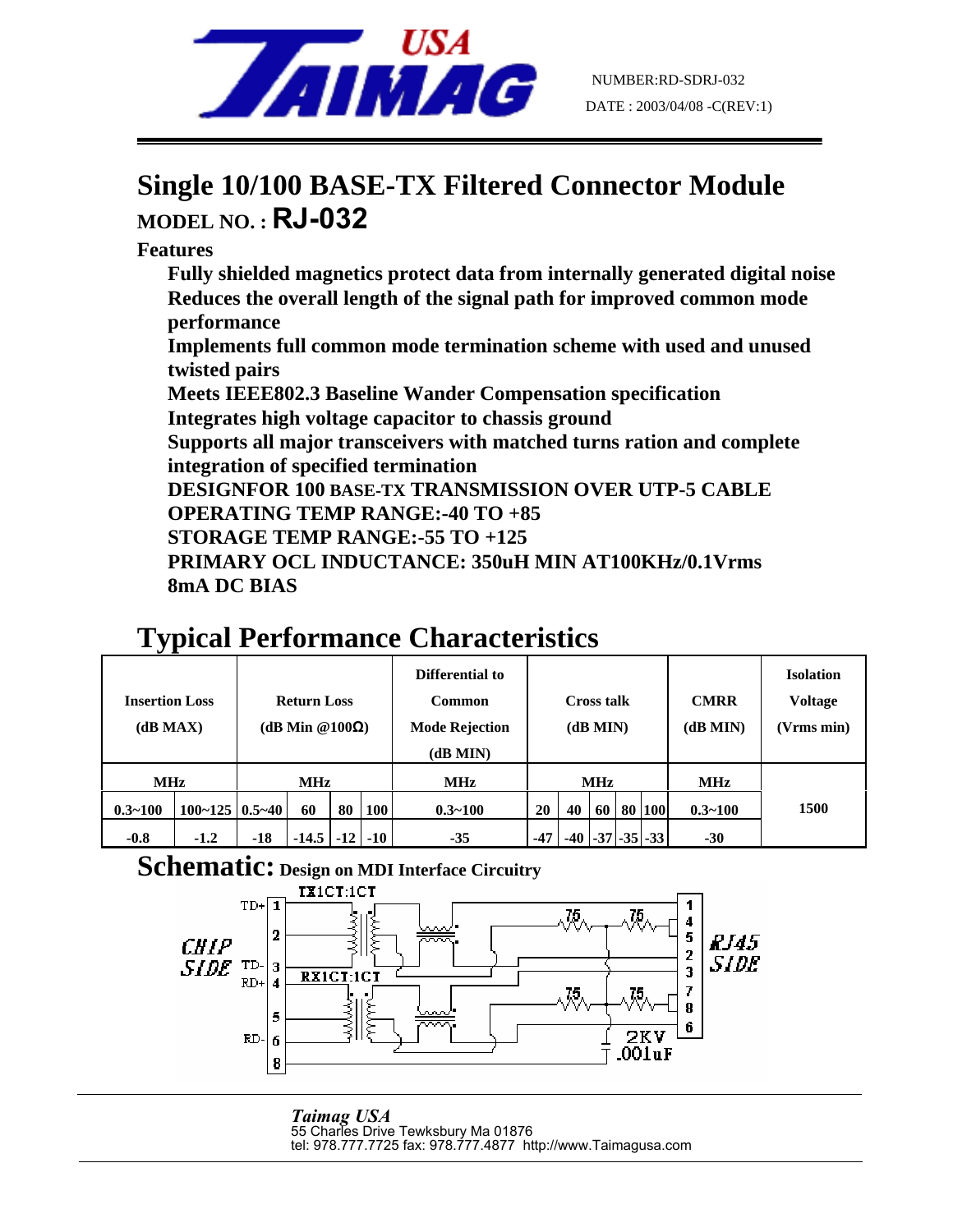USA TAIMAG

NUMBER:RD-SDRJ-032
DATE : 2003/04/08 -C(REV:1)

# Single 10/100 BASE-TX Filtered Connector Module

## MODEL NO. : RJ-032

**Features**

- **Fully shielded magnetics protect data from internally generated digital noise**
- **Reduces the overall length of the signal path for improved common mode performance**
- **Implements full common mode termination scheme with used and unused twisted pairs**
- **Meets IEEE802.3 Baseline Wander Compensation specification**
- **Integrates high voltage capacitor to chassis ground**
- **Supports all major transceivers with matched turns ration and complete integration of specified termination**
- **DESIGNFOR 100 BASE-TX TRANSMISSION OVER UTP-5 CABLE**
- **OPERATING TEMP RANGE:-40 TO +85**
- **STORAGE TEMP RANGE:-55 TO +125**
- **PRIMARY OCL INDUCTANCE: 350uH MIN AT100KHz/0.1Vrms 8mA DC BIAS**

# Typical Performance Characteristics

| Insertion Loss (dB MAX) | | Return Loss (dB Min @100Ω) | | | | Differential to Common Mode Rejection (dB MIN) | Cross talk (dB MIN) | | | | | CMRR (dB MIN) | Isolation Voltage (Vrms min) |
|---|---|---|---|---|---|---|---|---|---|---|---|---|---|
| MHz | | MHz | | | | MHz | MHz | | | | | MHz | |
| 0.3~100 | 100~125 | 0.5~40 | 60 | 80 | 100 | 0.3~100 | 20 | 40 | 60 | 80 | 100 | 0.3~100 | 1500 |
| -0.8 | -1.2 | -18 | -14.5 | -12 | -10 | -35 | -47 | -40 | -37 | -35 | -33 | -30 | |

# Schematic: Design on MDI Interface Circuitry

TX1CT:1CT
RX1CT:1CT

CHIP SIDE: TD+ 1, 2, TD- 3, RD+ 4, 5, RD- 6, 8

RJ45 SIDE: 1, 4, 5, 2, 3, 7, 8, 6

75, 75, 75, 75

2KV .001uF

*Taimag USA*
55 Charles Drive Tewksbury Ma 01876
tel: 978.777.7725 fax: 978.777.4877 http://www.Taimagusa.com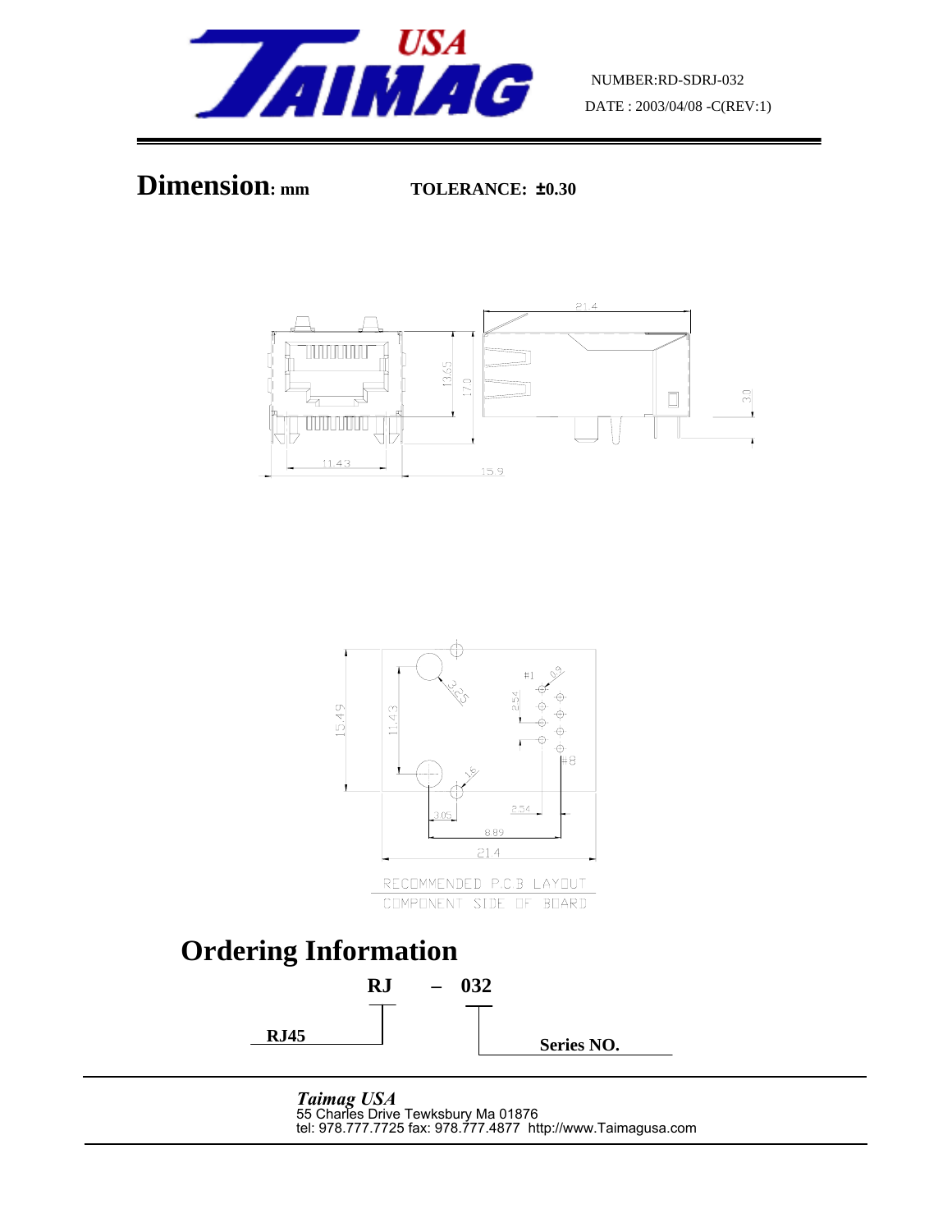NUMBER:RD-SDRJ-032

DATE : 2003/04/08 -C(REV:1)

# Dimension: mm

**TOLERANCE: ±0.30**

21.4

13.65

17.0

3.0

11.43

15.9

15.49

11.43

3.25

#1

0.9

2.54

#8

1.6

3.05

2.54

8.89

21.4

RECOMMENDED P.C.B LAYOUT

COMPONENT SIDE OF BOARD

# Ordering Information

**RJ – 032**

**RJ45**

**Series NO.**

*Taimag USA*
55 Charles Drive Tewksbury Ma 01876
tel: 978.777.7725 fax: 978.777.4877 http://www.Taimagusa.com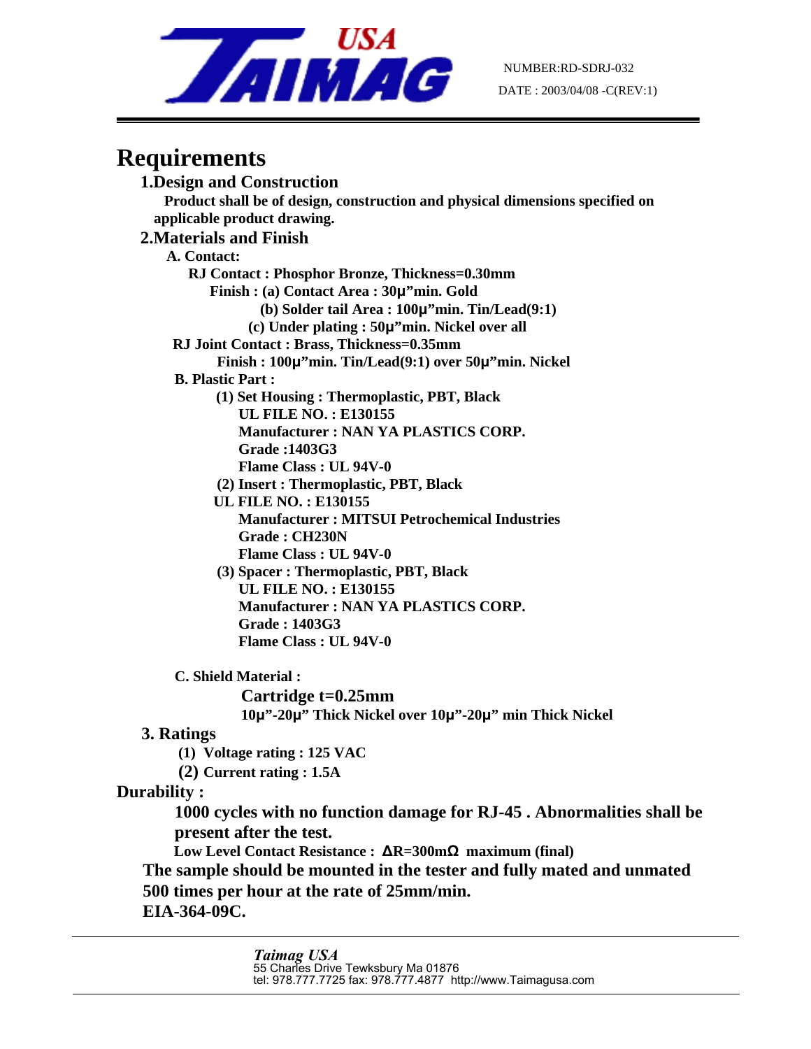NUMBER:RD-SDRJ-032

DATE : 2003/04/08 -C(REV:1)

# Requirements

## 1.Design and Construction

**Product shall be of design, construction and physical dimensions specified on applicable product drawing.**

## 2.Materials and Finish

**A. Contact:**

**RJ Contact : Phosphor Bronze, Thickness=0.30mm**

**Finish : (a) Contact Area : 30μ"min. Gold**

**(b) Solder tail Area : 100μ"min. Tin/Lead(9:1)**

**(c) Under plating : 50μ"min. Nickel over all**

**RJ Joint Contact : Brass, Thickness=0.35mm**

**Finish : 100μ"min. Tin/Lead(9:1) over 50μ"min. Nickel**

**B. Plastic Part :**

**(1) Set Housing : Thermoplastic, PBT, Black**
**UL FILE NO. : E130155**
**Manufacturer : NAN YA PLASTICS CORP.**
**Grade :1403G3**
**Flame Class : UL 94V-0**

**(2) Insert : Thermoplastic, PBT, Black**
**UL FILE NO. : E130155**
**Manufacturer : MITSUI Petrochemical Industries**
**Grade : CH230N**
**Flame Class : UL 94V-0**

**(3) Spacer : Thermoplastic, PBT, Black**
**UL FILE NO. : E130155**
**Manufacturer : NAN YA PLASTICS CORP.**
**Grade : 1403G3**
**Flame Class : UL 94V-0**

**C. Shield Material :**

**Cartridge t=0.25mm**

**10μ"-20μ" Thick Nickel over 10μ"-20μ" min Thick Nickel**

## 3. Ratings

**(1) Voltage rating : 125 VAC**

**(2) Current rating : 1.5A**

## Durability :

**1000 cycles with no function damage for RJ-45 . Abnormalities shall be present after the test.**

**Low Level Contact Resistance : ΔR=300mΩ maximum (final)**

**The sample should be mounted in the tester and fully mated and unmated 500 times per hour at the rate of 25mm/min.**

**EIA-364-09C.**

*Taimag USA*
55 Charles Drive Tewksbury Ma 01876
tel: 978.777.7725 fax: 978.777.4877 http://www.Taimagusa.com